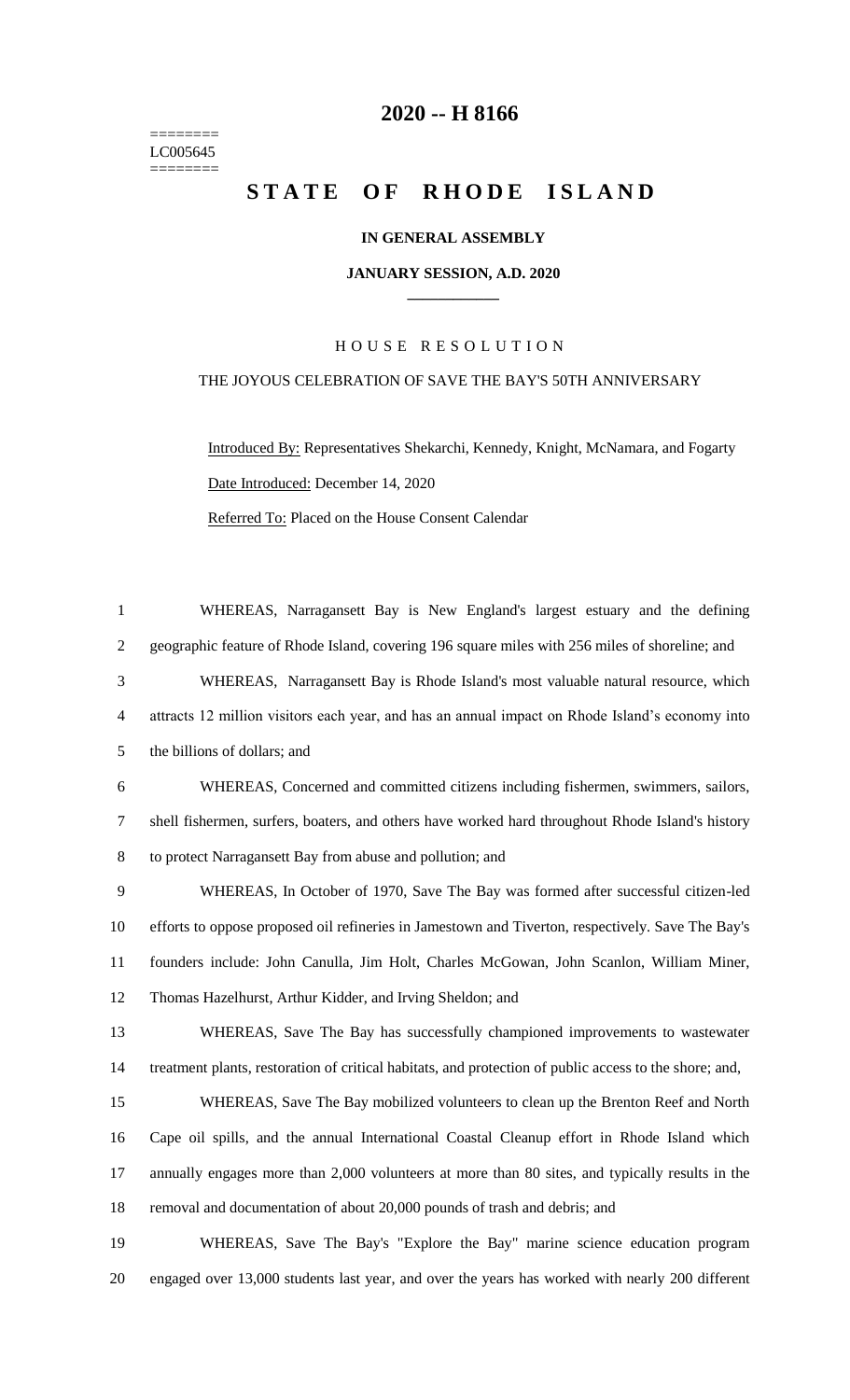========
LC005645
========

# 2020 -- H 8166

# STATE OF RHODE ISLAND

**IN GENERAL ASSEMBLY**

**JANUARY SESSION, A.D. 2020**

____________

HOUSE RESOLUTION

THE JOYOUS CELEBRATION OF SAVE THE BAY'S 50TH ANNIVERSARY

Introduced By: Representatives Shekarchi, Kennedy, Knight, McNamara, and Fogarty

Date Introduced: December 14, 2020

Referred To: Placed on the House Consent Calendar

1 WHEREAS, Narragansett Bay is New England's largest estuary and the defining
2 geographic feature of Rhode Island, covering 196 square miles with 256 miles of shoreline; and
3 WHEREAS, Narragansett Bay is Rhode Island's most valuable natural resource, which
4 attracts 12 million visitors each year, and has an annual impact on Rhode Island's economy into
5 the billions of dollars; and
6 WHEREAS, Concerned and committed citizens including fishermen, swimmers, sailors,
7 shell fishermen, surfers, boaters, and others have worked hard throughout Rhode Island's history
8 to protect Narragansett Bay from abuse and pollution; and
9 WHEREAS, In October of 1970, Save The Bay was formed after successful citizen-led
10 efforts to oppose proposed oil refineries in Jamestown and Tiverton, respectively. Save The Bay's
11 founders include: John Canulla, Jim Holt, Charles McGowan, John Scanlon, William Miner,
12 Thomas Hazelhurst, Arthur Kidder, and Irving Sheldon; and
13 WHEREAS, Save The Bay has successfully championed improvements to wastewater
14 treatment plants, restoration of critical habitats, and protection of public access to the shore; and,
15 WHEREAS, Save The Bay mobilized volunteers to clean up the Brenton Reef and North
16 Cape oil spills, and the annual International Coastal Cleanup effort in Rhode Island which
17 annually engages more than 2,000 volunteers at more than 80 sites, and typically results in the
18 removal and documentation of about 20,000 pounds of trash and debris; and
19 WHEREAS, Save The Bay's "Explore the Bay" marine science education program
20 engaged over 13,000 students last year, and over the years has worked with nearly 200 different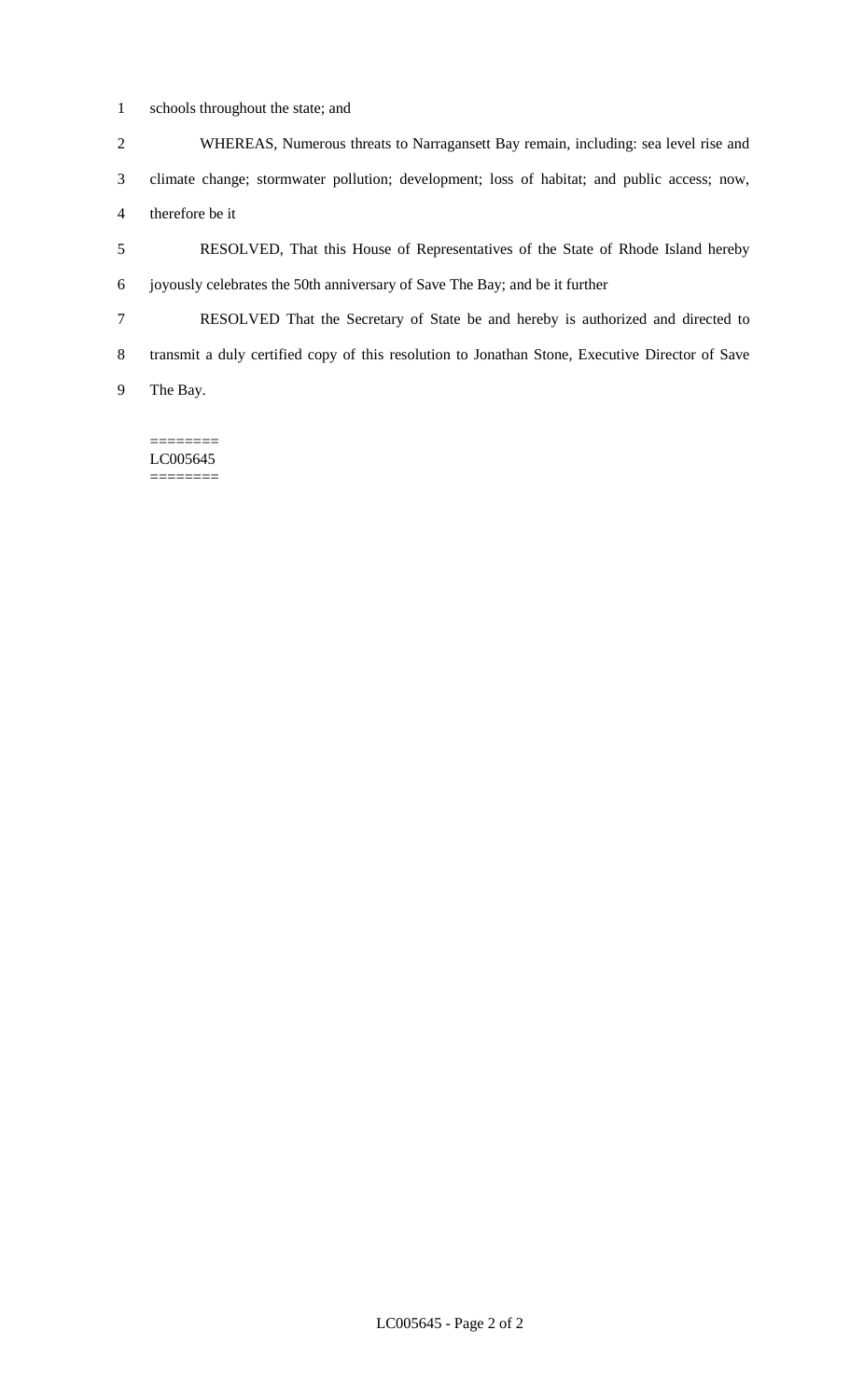schools throughout the state; and

WHEREAS, Numerous threats to Narragansett Bay remain, including: sea level rise and climate change; stormwater pollution; development; loss of habitat; and public access; now, therefore be it

RESOLVED, That this House of Representatives of the State of Rhode Island hereby joyously celebrates the 50th anniversary of Save The Bay; and be it further

RESOLVED That the Secretary of State be and hereby is authorized and directed to transmit a duly certified copy of this resolution to Jonathan Stone, Executive Director of Save The Bay.

========
LC005645
========